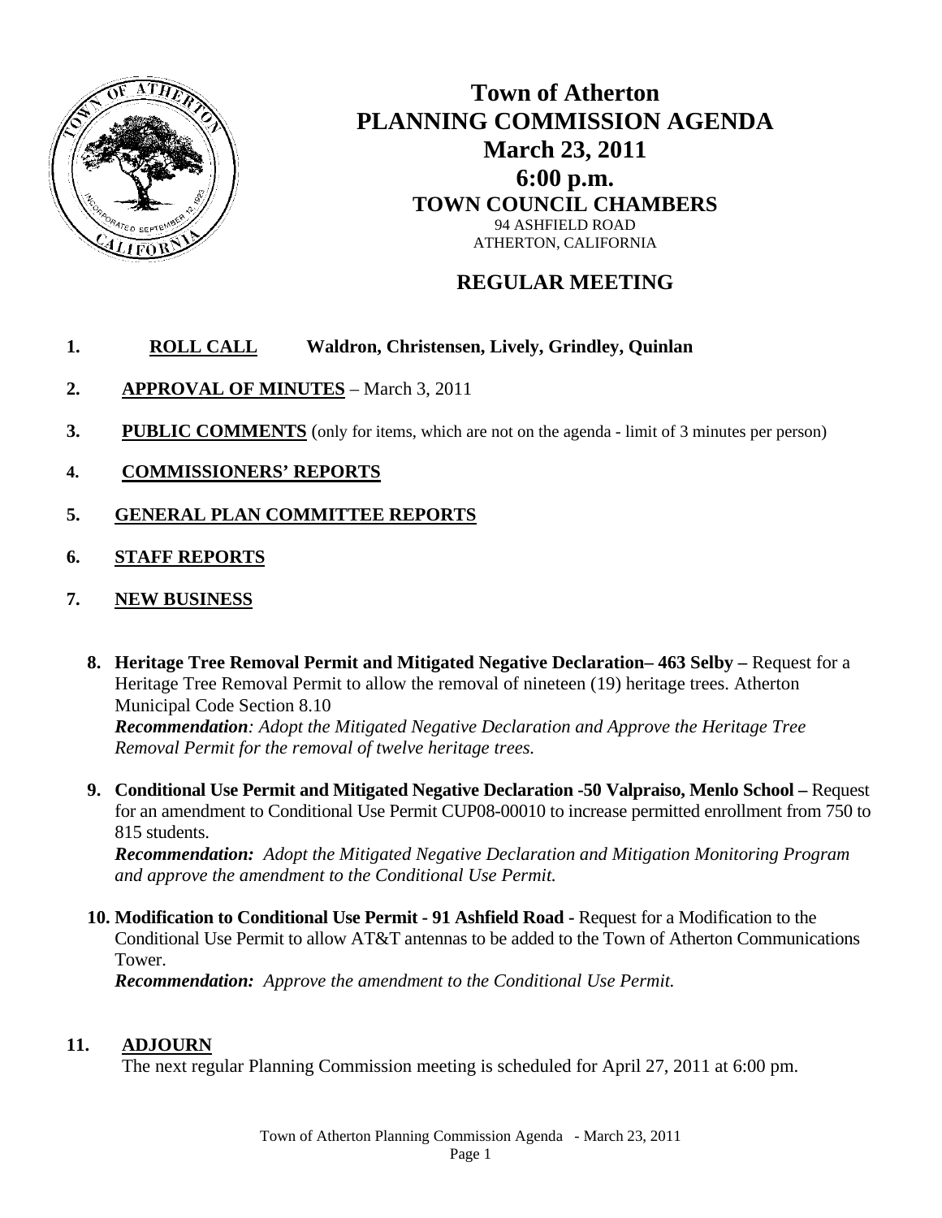# Town of Atherton
# PLANNING COMMISSION AGENDA
## March 23, 2011
## 6:00 p.m.
### TOWN COUNCIL CHAMBERS

94 ASHFIELD ROAD
ATHERTON, CALIFORNIA

## REGULAR MEETING

1. **ROLL CALL** **Waldron, Christensen, Lively, Grindley, Quinlan**

2. **APPROVAL OF MINUTES** – March 3, 2011

3. **PUBLIC COMMENTS** (only for items, which are not on the agenda - limit of 3 minutes per person)

4. **COMMISSIONERS' REPORTS**

5. **GENERAL PLAN COMMITTEE REPORTS**

6. **STAFF REPORTS**

7. **NEW BUSINESS**

   8. **Heritage Tree Removal Permit and Mitigated Negative Declaration– 463 Selby –** Request for a Heritage Tree Removal Permit to allow the removal of nineteen (19) heritage trees. Atherton Municipal Code Section 8.10
   ***Recommendation****: Adopt the Mitigated Negative Declaration and Approve the Heritage Tree Removal Permit for the removal of twelve heritage trees.*

   9. **Conditional Use Permit and Mitigated Negative Declaration -50 Valpraiso, Menlo School –** Request for an amendment to Conditional Use Permit CUP08-00010 to increase permitted enrollment from 750 to 815 students.
   ***Recommendation:*** *Adopt the Mitigated Negative Declaration and Mitigation Monitoring Program and approve the amendment to the Conditional Use Permit.*

   10. **Modification to Conditional Use Permit - 91 Ashfield Road -** Request for a Modification to the Conditional Use Permit to allow AT&T antennas to be added to the Town of Atherton Communications Tower.
   ***Recommendation:*** *Approve the amendment to the Conditional Use Permit.*

11. **ADJOURN**
    The next regular Planning Commission meeting is scheduled for April 27, 2011 at 6:00 pm.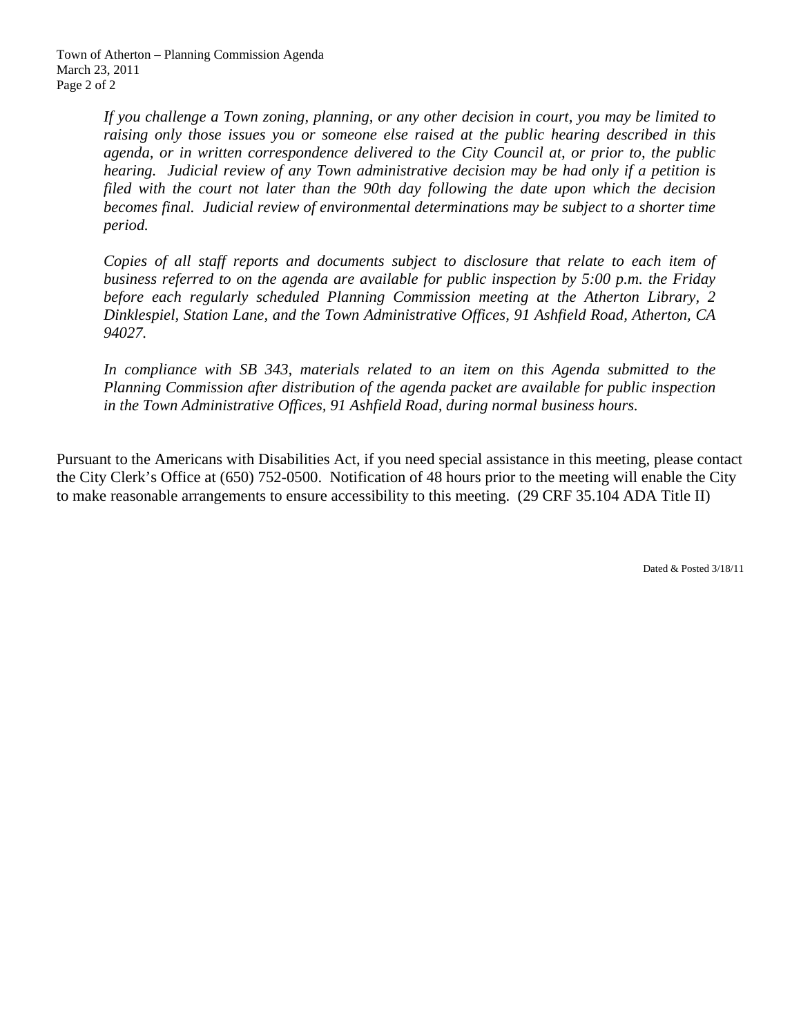*If you challenge a Town zoning, planning, or any other decision in court, you may be limited to raising only those issues you or someone else raised at the public hearing described in this agenda, or in written correspondence delivered to the City Council at, or prior to, the public hearing. Judicial review of any Town administrative decision may be had only if a petition is filed with the court not later than the 90th day following the date upon which the decision becomes final. Judicial review of environmental determinations may be subject to a shorter time period.*

*Copies of all staff reports and documents subject to disclosure that relate to each item of business referred to on the agenda are available for public inspection by 5:00 p.m. the Friday before each regularly scheduled Planning Commission meeting at the Atherton Library, 2 Dinklespiel, Station Lane, and the Town Administrative Offices, 91 Ashfield Road, Atherton, CA 94027.*

*In compliance with SB 343, materials related to an item on this Agenda submitted to the Planning Commission after distribution of the agenda packet are available for public inspection in the Town Administrative Offices, 91 Ashfield Road, during normal business hours.*

Pursuant to the Americans with Disabilities Act, if you need special assistance in this meeting, please contact the City Clerk's Office at (650) 752-0500. Notification of 48 hours prior to the meeting will enable the City to make reasonable arrangements to ensure accessibility to this meeting. (29 CRF 35.104 ADA Title II)

Dated & Posted 3/18/11